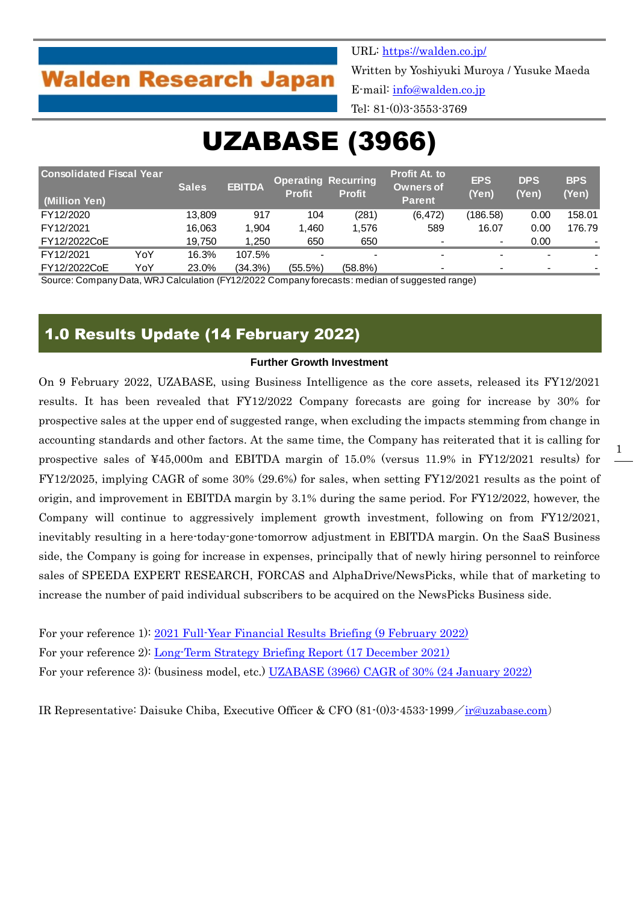**Walden Research Japan**

URL: https://walden.co.jp/
Written by Yoshiyuki Muroya / Yusuke Maeda
E-mail: info@walden.co.jp
Tel: 81-(0)3-3553-3769

# UZABASE (3966)

| Consolidated Fiscal Year (Million Yen) | | Sales | EBITDA | Operating Profit | Recurring Profit | Profit At. to Owners of Parent | EPS (Yen) | DPS (Yen) | BPS (Yen) |
|---|---|---|---|---|---|---|---|---|---|
| FY12/2020 | | 13,809 | 917 | 104 | (281) | (6,472) | (186.58) | 0.00 | 158.01 |
| FY12/2021 | | 16,063 | 1,904 | 1,460 | 1,576 | 589 | 16.07 | 0.00 | 176.79 |
| FY12/2022CoE | | 19,750 | 1,250 | 650 | 650 | - | - | 0.00 | - |
| FY12/2021 | YoY | 16.3% | 107.5% | - | - | - | - | - | - |
| FY12/2022CoE | YoY | 23.0% | (34.3%) | (55.5%) | (58.8%) | - | - | - | - |

Source: Company Data, WRJ Calculation (FY12/2022 Company forecasts: median of suggested range)

## 1.0 Results Update (14 February 2022)

**Further Growth Investment**

On 9 February 2022, UZABASE, using Business Intelligence as the core assets, released its FY12/2021 results. It has been revealed that FY12/2022 Company forecasts are going for increase by 30% for prospective sales at the upper end of suggested range, when excluding the impacts stemming from change in accounting standards and other factors. At the same time, the Company has reiterated that it is calling for prospective sales of ¥45,000m and EBITDA margin of 15.0% (versus 11.9% in FY12/2021 results) for FY12/2025, implying CAGR of some 30% (29.6%) for sales, when setting FY12/2021 results as the point of origin, and improvement in EBITDA margin by 3.1% during the same period. For FY12/2022, however, the Company will continue to aggressively implement growth investment, following on from FY12/2021, inevitably resulting in a here-today-gone-tomorrow adjustment in EBITDA margin. On the SaaS Business side, the Company is going for increase in expenses, principally that of newly hiring personnel to reinforce sales of SPEEDA EXPERT RESEARCH, FORCAS and AlphaDrive/NewsPicks, while that of marketing to increase the number of paid individual subscribers to be acquired on the NewsPicks Business side.

For your reference 1): 2021 Full-Year Financial Results Briefing (9 February 2022)
For your reference 2): Long-Term Strategy Briefing Report (17 December 2021)
For your reference 3): (business model, etc.) UZABASE (3966) CAGR of 30% (24 January 2022)

IR Representative: Daisuke Chiba, Executive Officer & CFO (81-(0)3-4533-1999／ir@uzabase.com)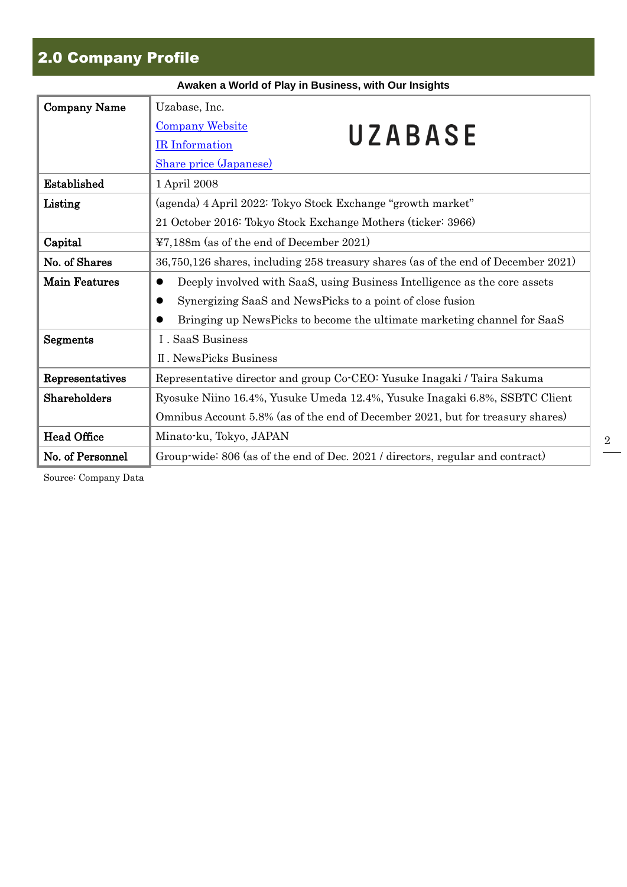## 2.0 Company Profile

**Awaken a World of Play in Business, with Our Insights**

| | |
|---|---|
| **Company Name** | Uzabase, Inc.<br>Company Website<br>IR Information<br>Share price (Japanese)<br>UZABASE |
| **Established** | 1 April 2008 |
| **Listing** | (agenda) 4 April 2022: Tokyo Stock Exchange "growth market"<br>21 October 2016: Tokyo Stock Exchange Mothers (ticker: 3966) |
| **Capital** | ¥7,188m (as of the end of December 2021) |
| **No. of Shares** | 36,750,126 shares, including 258 treasury shares (as of the end of December 2021) |
| **Main Features** | ● Deeply involved with SaaS, using Business Intelligence as the core assets<br>● Synergizing SaaS and NewsPicks to a point of close fusion<br>● Bringing up NewsPicks to become the ultimate marketing channel for SaaS |
| **Segments** | Ⅰ. SaaS Business<br>Ⅱ. NewsPicks Business |
| **Representatives** | Representative director and group Co-CEO: Yusuke Inagaki / Taira Sakuma |
| **Shareholders** | Ryosuke Niino 16.4%, Yusuke Umeda 12.4%, Yusuke Inagaki 6.8%, SSBTC Client Omnibus Account 5.8% (as of the end of December 2021, but for treasury shares) |
| **Head Office** | Minato-ku, Tokyo, JAPAN |
| **No. of Personnel** | Group-wide: 806 (as of the end of Dec. 2021 / directors, regular and contract) |

Source: Company Data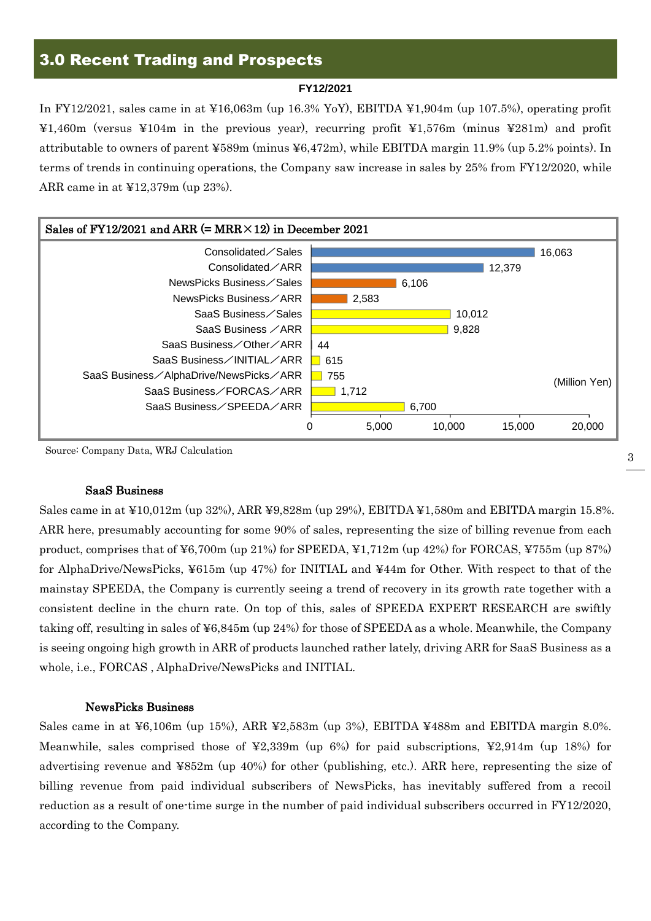## 3.0 Recent Trading and Prospects

**FY12/2021**

In FY12/2021, sales came in at ¥16,063m (up 16.3% YoY), EBITDA ¥1,904m (up 107.5%), operating profit ¥1,460m (versus ¥104m in the previous year), recurring profit ¥1,576m (minus ¥281m) and profit attributable to owners of parent ¥589m (minus ¥6,472m), while EBITDA margin 11.9% (up 5.2% points). In terms of trends in continuing operations, the Company saw increase in sales by 25% from FY12/2020, while ARR came in at ¥12,379m (up 23%).

**Sales of FY12/2021 and ARR (= MRR×12) in December 2021**

(Million Yen)

| Item | Value |
|---|---|
| Consolidated／Sales | 16,063 |
| Consolidated／ARR | 12,379 |
| NewsPicks Business／Sales | 6,106 |
| NewsPicks Business／ARR | 2,583 |
| SaaS Business／Sales | 10,012 |
| SaaS Business ／ARR | 9,828 |
| SaaS Business／Other／ARR | 44 |
| SaaS Business／INITIAL／ARR | 615 |
| SaaS Business／AlphaDrive/NewsPicks／ARR | 755 |
| SaaS Business／FORCAS／ARR | 1,712 |
| SaaS Business／SPEEDA／ARR | 6,700 |

Source: Company Data, WRJ Calculation

**SaaS Business**

Sales came in at ¥10,012m (up 32%), ARR ¥9,828m (up 29%), EBITDA ¥1,580m and EBITDA margin 15.8%. ARR here, presumably accounting for some 90% of sales, representing the size of billing revenue from each product, comprises that of ¥6,700m (up 21%) for SPEEDA, ¥1,712m (up 42%) for FORCAS, ¥755m (up 87%) for AlphaDrive/NewsPicks, ¥615m (up 47%) for INITIAL and ¥44m for Other. With respect to that of the mainstay SPEEDA, the Company is currently seeing a trend of recovery in its growth rate together with a consistent decline in the churn rate. On top of this, sales of SPEEDA EXPERT RESEARCH are swiftly taking off, resulting in sales of ¥6,845m (up 24%) for those of SPEEDA as a whole. Meanwhile, the Company is seeing ongoing high growth in ARR of products launched rather lately, driving ARR for SaaS Business as a whole, i.e., FORCAS , AlphaDrive/NewsPicks and INITIAL.

**NewsPicks Business**

Sales came in at ¥6,106m (up 15%), ARR ¥2,583m (up 3%), EBITDA ¥488m and EBITDA margin 8.0%. Meanwhile, sales comprised those of ¥2,339m (up 6%) for paid subscriptions, ¥2,914m (up 18%) for advertising revenue and ¥852m (up 40%) for other (publishing, etc.). ARR here, representing the size of billing revenue from paid individual subscribers of NewsPicks, has inevitably suffered from a recoil reduction as a result of one-time surge in the number of paid individual subscribers occurred in FY12/2020, according to the Company.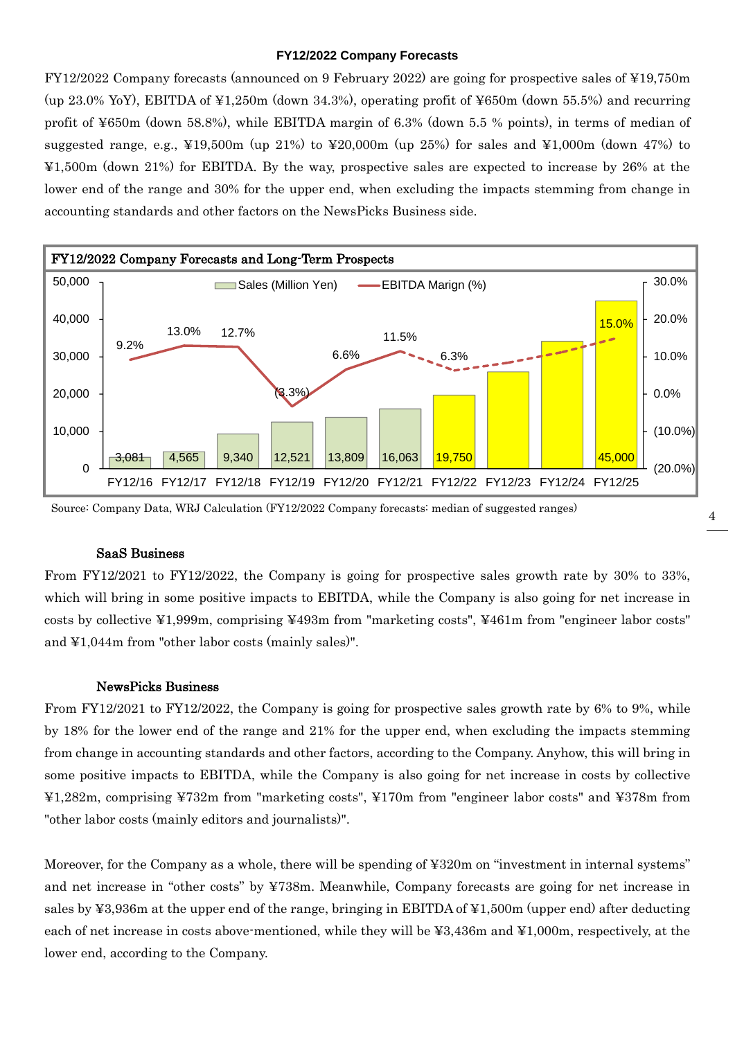### FY12/2022 Company Forecasts

FY12/2022 Company forecasts (announced on 9 February 2022) are going for prospective sales of ¥19,750m (up 23.0% YoY), EBITDA of ¥1,250m (down 34.3%), operating profit of ¥650m (down 55.5%) and recurring profit of ¥650m (down 58.8%), while EBITDA margin of 6.3% (down 5.5 % points), in terms of median of suggested range, e.g., ¥19,500m (up 21%) to ¥20,000m (up 25%) for sales and ¥1,000m (down 47%) to ¥1,500m (down 21%) for EBITDA. By the way, prospective sales are expected to increase by 26% at the lower end of the range and 30% for the upper end, when excluding the impacts stemming from change in accounting standards and other factors on the NewsPicks Business side.

**FY12/2022 Company Forecasts and Long-Term Prospects**

| | FY12/16 | FY12/17 | FY12/18 | FY12/19 | FY12/20 | FY12/21 | FY12/22 | FY12/23 | FY12/24 | FY12/25 |
|---|---|---|---|---|---|---|---|---|---|---|
| Sales (Million Yen) | 3,081 | 4,565 | 9,340 | 12,521 | 13,809 | 16,063 | 19,750 | | | 45,000 |
| EBITDA Marign (%) | 9.2% | 13.0% | 12.7% | (3.3%) | 6.6% | 11.5% | 6.3% | | | 15.0% |

Source: Company Data, WRJ Calculation (FY12/2022 Company forecasts: median of suggested ranges)

#### SaaS Business

From FY12/2021 to FY12/2022, the Company is going for prospective sales growth rate by 30% to 33%, which will bring in some positive impacts to EBITDA, while the Company is also going for net increase in costs by collective ¥1,999m, comprising ¥493m from "marketing costs", ¥461m from "engineer labor costs" and ¥1,044m from "other labor costs (mainly sales)".

#### NewsPicks Business

From FY12/2021 to FY12/2022, the Company is going for prospective sales growth rate by 6% to 9%, while by 18% for the lower end of the range and 21% for the upper end, when excluding the impacts stemming from change in accounting standards and other factors, according to the Company. Anyhow, this will bring in some positive impacts to EBITDA, while the Company is also going for net increase in costs by collective ¥1,282m, comprising ¥732m from "marketing costs", ¥170m from "engineer labor costs" and ¥378m from "other labor costs (mainly editors and journalists)".

Moreover, for the Company as a whole, there will be spending of ¥320m on "investment in internal systems" and net increase in "other costs" by ¥738m. Meanwhile, Company forecasts are going for net increase in sales by ¥3,936m at the upper end of the range, bringing in EBITDA of ¥1,500m (upper end) after deducting each of net increase in costs above-mentioned, while they will be ¥3,436m and ¥1,000m, respectively, at the lower end, according to the Company.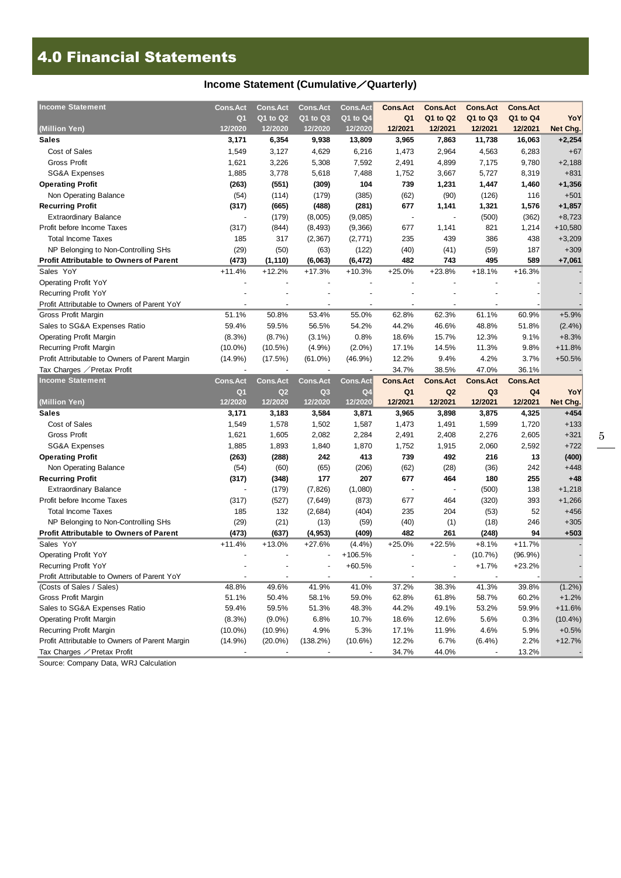# 4.0 Financial Statements

### Income Statement (Cumulative／Quarterly)

| Income Statement (Million Yen) | Cons.Act Q1 12/2020 | Cons.Act Q1 to Q2 12/2020 | Cons.Act Q1 to Q3 12/2020 | Cons.Act Q1 to Q4 12/2020 | Cons.Act Q1 12/2021 | Cons.Act Q1 to Q2 12/2021 | Cons.Act Q1 to Q3 12/2021 | Cons.Act Q1 to Q4 12/2021 | YoY Net Chg. |
|---|---|---|---|---|---|---|---|---|---|
| **Sales** | **3,171** | **6,354** | **9,938** | **13,809** | **3,965** | **7,863** | **11,738** | **16,063** | **+2,254** |
| Cost of Sales | 1,549 | 3,127 | 4,629 | 6,216 | 1,473 | 2,964 | 4,563 | 6,283 | +67 |
| Gross Profit | 1,621 | 3,226 | 5,308 | 7,592 | 2,491 | 4,899 | 7,175 | 9,780 | +2,188 |
| SG&A Expenses | 1,885 | 3,778 | 5,618 | 7,488 | 1,752 | 3,667 | 5,727 | 8,319 | +831 |
| **Operating Profit** | **(263)** | **(551)** | **(309)** | **104** | **739** | **1,231** | **1,447** | **1,460** | **+1,356** |
| Non Operating Balance | (54) | (114) | (179) | (385) | (62) | (90) | (126) | 116 | +501 |
| **Recurring Profit** | **(317)** | **(665)** | **(488)** | **(281)** | **677** | **1,141** | **1,321** | **1,576** | **+1,857** |
| Extraordinary Balance | - | (179) | (8,005) | (9,085) | - | - | (500) | (362) | +8,723 |
| Profit before Income Taxes | (317) | (844) | (8,493) | (9,366) | 677 | 1,141 | 821 | 1,214 | +10,580 |
| Total Income Taxes | 185 | 317 | (2,367) | (2,771) | 235 | 439 | 386 | 438 | +3,209 |
| NP Belonging to Non-Controlling SHs | (29) | (50) | (63) | (122) | (40) | (41) | (59) | 187 | +309 |
| **Profit Attributable to Owners of Parent** | **(473)** | **(1,110)** | **(6,063)** | **(6,472)** | **482** | **743** | **495** | **589** | **+7,061** |
| Sales YoY | +11.4% | +12.2% | +17.3% | +10.3% | +25.0% | +23.8% | +18.1% | +16.3% | - |
| Operating Profit YoY | - | - | - | - | - | - | - | - | - |
| Recurring Profit YoY | - | - | - | - | - | - | - | - | - |
| Profit Attributable to Owners of Parent YoY | - | - | - | - | - | - | - | - | - |
| Gross Profit Margin | 51.1% | 50.8% | 53.4% | 55.0% | 62.8% | 62.3% | 61.1% | 60.9% | +5.9% |
| Sales to SG&A Expenses Ratio | 59.4% | 59.5% | 56.5% | 54.2% | 44.2% | 46.6% | 48.8% | 51.8% | (2.4%) |
| Operating Profit Margin | (8.3%) | (8.7%) | (3.1%) | 0.8% | 18.6% | 15.7% | 12.3% | 9.1% | +8.3% |
| Recurring Profit Margin | (10.0%) | (10.5%) | (4.9%) | (2.0%) | 17.1% | 14.5% | 11.3% | 9.8% | +11.8% |
| Profit Attributable to Owners of Parent Margin | (14.9%) | (17.5%) | (61.0%) | (46.9%) | 12.2% | 9.4% | 4.2% | 3.7% | +50.5% |
| Tax Charges ／Pretax Profit | - | - | - | - | 34.7% | 38.5% | 47.0% | 36.1% | - |

| Income Statement (Million Yen) | Cons.Act Q1 12/2020 | Cons.Act Q2 12/2020 | Cons.Act Q3 12/2020 | Cons.Act Q4 12/2020 | Cons.Act Q1 12/2021 | Cons.Act Q2 12/2021 | Cons.Act Q3 12/2021 | Cons.Act Q4 12/2021 | YoY Net Chg. |
|---|---|---|---|---|---|---|---|---|---|
| **Sales** | **3,171** | **3,183** | **3,584** | **3,871** | **3,965** | **3,898** | **3,875** | **4,325** | **+454** |
| Cost of Sales | 1,549 | 1,578 | 1,502 | 1,587 | 1,473 | 1,491 | 1,599 | 1,720 | +133 |
| Gross Profit | 1,621 | 1,605 | 2,082 | 2,284 | 2,491 | 2,408 | 2,276 | 2,605 | +321 |
| SG&A Expenses | 1,885 | 1,893 | 1,840 | 1,870 | 1,752 | 1,915 | 2,060 | 2,592 | +722 |
| **Operating Profit** | **(263)** | **(288)** | **242** | **413** | **739** | **492** | **216** | **13** | **(400)** |
| Non Operating Balance | (54) | (60) | (65) | (206) | (62) | (28) | (36) | 242 | +448 |
| **Recurring Profit** | **(317)** | **(348)** | **177** | **207** | **677** | **464** | **180** | **255** | **+48** |
| Extraordinary Balance | - | (179) | (7,826) | (1,080) | - | - | (500) | 138 | +1,218 |
| Profit before Income Taxes | (317) | (527) | (7,649) | (873) | 677 | 464 | (320) | 393 | +1,266 |
| Total Income Taxes | 185 | 132 | (2,684) | (404) | 235 | 204 | (53) | 52 | +456 |
| NP Belonging to Non-Controlling SHs | (29) | (21) | (13) | (59) | (40) | (1) | (18) | 246 | +305 |
| **Profit Attributable to Owners of Parent** | **(473)** | **(637)** | **(4,953)** | **(409)** | **482** | **261** | **(248)** | **94** | **+503** |
| Sales YoY | +11.4% | +13.0% | +27.6% | (4.4%) | +25.0% | +22.5% | +8.1% | +11.7% | - |
| Operating Profit YoY | - | - | - | +106.5% | - | - | (10.7%) | (96.9%) | - |
| Recurring Profit YoY | - | - | - | +60.5% | - | - | +1.7% | +23.2% | - |
| Profit Attributable to Owners of Parent YoY | - | - | - | - | - | - | - | - | - |
| (Costs of Sales / Sales) | 48.8% | 49.6% | 41.9% | 41.0% | 37.2% | 38.3% | 41.3% | 39.8% | (1.2%) |
| Gross Profit Margin | 51.1% | 50.4% | 58.1% | 59.0% | 62.8% | 61.8% | 58.7% | 60.2% | +1.2% |
| Sales to SG&A Expenses Ratio | 59.4% | 59.5% | 51.3% | 48.3% | 44.2% | 49.1% | 53.2% | 59.9% | +11.6% |
| Operating Profit Margin | (8.3%) | (9.0%) | 6.8% | 10.7% | 18.6% | 12.6% | 5.6% | 0.3% | (10.4%) |
| Recurring Profit Margin | (10.0%) | (10.9%) | 4.9% | 5.3% | 17.1% | 11.9% | 4.6% | 5.9% | +0.5% |
| Profit Attributable to Owners of Parent Margin | (14.9%) | (20.0%) | (138.2%) | (10.6%) | 12.2% | 6.7% | (6.4%) | 2.2% | +12.7% |
| Tax Charges ／Pretax Profit | - | - | - | - | 34.7% | 44.0% | - | 13.2% | - |

Source: Company Data, WRJ Calculation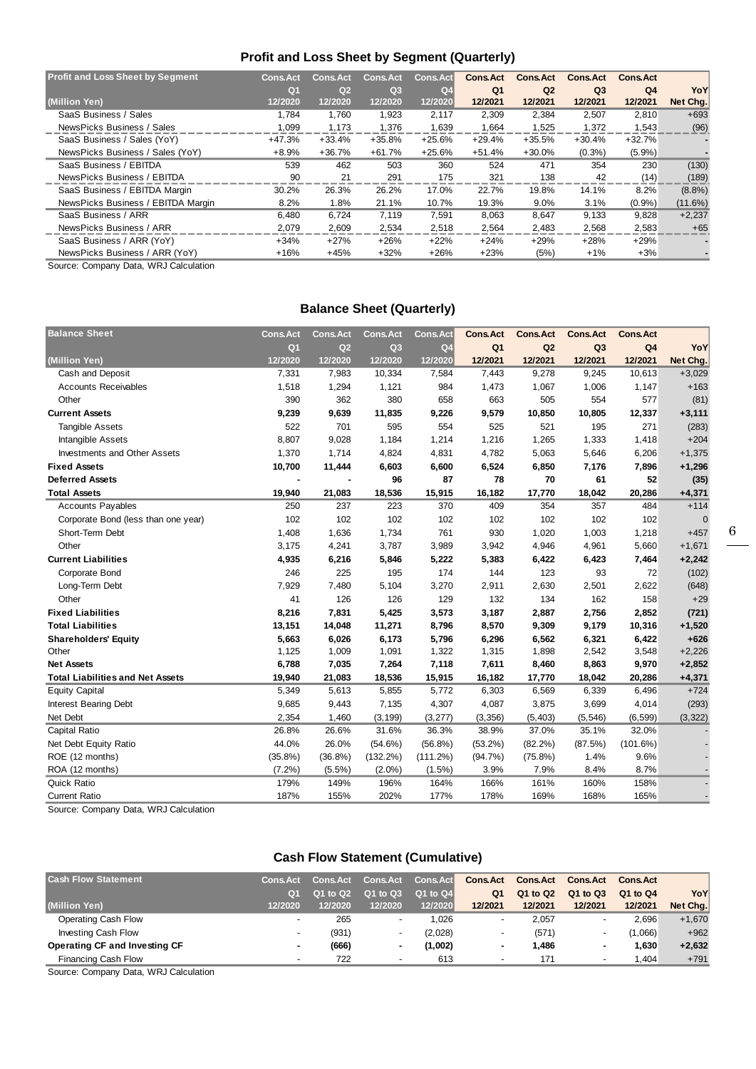## Profit and Loss Sheet by Segment (Quarterly)

| Profit and Loss Sheet by Segment (Million Yen) | Cons.Act Q1 12/2020 | Cons.Act Q2 12/2020 | Cons.Act Q3 12/2020 | Cons.Act Q4 12/2020 | Cons.Act Q1 12/2021 | Cons.Act Q2 12/2021 | Cons.Act Q3 12/2021 | Cons.Act Q4 12/2021 | YoY Net Chg. |
|---|---|---|---|---|---|---|---|---|---|
| SaaS Business / Sales | 1,784 | 1,760 | 1,923 | 2,117 | 2,309 | 2,384 | 2,507 | 2,810 | +693 |
| NewsPicks Business / Sales | 1,099 | 1,173 | 1,376 | 1,639 | 1,664 | 1,525 | 1,372 | 1,543 | (96) |
| SaaS Business / Sales (YoY) | +47.3% | +33.4% | +35.8% | +25.6% | +29.4% | +35.5% | +30.4% | +32.7% | - |
| NewsPicks Business / Sales (YoY) | +8.9% | +36.7% | +61.7% | +25.6% | +51.4% | +30.0% | (0.3%) | (5.9%) | - |
| SaaS Business / EBITDA | 539 | 462 | 503 | 360 | 524 | 471 | 354 | 230 | (130) |
| NewsPicks Business / EBITDA | 90 | 21 | 291 | 175 | 321 | 138 | 42 | (14) | (189) |
| SaaS Business / EBITDA Margin | 30.2% | 26.3% | 26.2% | 17.0% | 22.7% | 19.8% | 14.1% | 8.2% | (8.8%) |
| NewsPicks Business / EBITDA Margin | 8.2% | 1.8% | 21.1% | 10.7% | 19.3% | 9.0% | 3.1% | (0.9%) | (11.6%) |
| SaaS Business / ARR | 6,480 | 6,724 | 7,119 | 7,591 | 8,063 | 8,647 | 9,133 | 9,828 | +2,237 |
| NewsPicks Business / ARR | 2,079 | 2,609 | 2,534 | 2,518 | 2,564 | 2,483 | 2,568 | 2,583 | +65 |
| SaaS Business / ARR (YoY) | +34% | +27% | +26% | +22% | +24% | +29% | +28% | +29% | - |
| NewsPicks Business / ARR (YoY) | +16% | +45% | +32% | +26% | +23% | (5%) | +1% | +3% | - |

Source: Company Data, WRJ Calculation

## Balance Sheet (Quarterly)

| Balance Sheet (Million Yen) | Cons.Act Q1 12/2020 | Cons.Act Q2 12/2020 | Cons.Act Q3 12/2020 | Cons.Act Q4 12/2020 | Cons.Act Q1 12/2021 | Cons.Act Q2 12/2021 | Cons.Act Q3 12/2021 | Cons.Act Q4 12/2021 | YoY Net Chg. |
|---|---|---|---|---|---|---|---|---|---|
| Cash and Deposit | 7,331 | 7,983 | 10,334 | 7,584 | 7,443 | 9,278 | 9,245 | 10,613 | +3,029 |
| Accounts Receivables | 1,518 | 1,294 | 1,121 | 984 | 1,473 | 1,067 | 1,006 | 1,147 | +163 |
| Other | 390 | 362 | 380 | 658 | 663 | 505 | 554 | 577 | (81) |
| **Current Assets** | **9,239** | **9,639** | **11,835** | **9,226** | **9,579** | **10,850** | **10,805** | **12,337** | **+3,111** |
| Tangible Assets | 522 | 701 | 595 | 554 | 525 | 521 | 195 | 271 | (283) |
| Intangible Assets | 8,807 | 9,028 | 1,184 | 1,214 | 1,216 | 1,265 | 1,333 | 1,418 | +204 |
| Investments and Other Assets | 1,370 | 1,714 | 4,824 | 4,831 | 4,782 | 5,063 | 5,646 | 6,206 | +1,375 |
| **Fixed Assets** | **10,700** | **11,444** | **6,603** | **6,600** | **6,524** | **6,850** | **7,176** | **7,896** | **+1,296** |
| **Deferred Assets** | **-** | **-** | **96** | **87** | **78** | **70** | **61** | **52** | **(35)** |
| **Total Assets** | **19,940** | **21,083** | **18,536** | **15,915** | **16,182** | **17,770** | **18,042** | **20,286** | **+4,371** |
| Accounts Payables | 250 | 237 | 223 | 370 | 409 | 354 | 357 | 484 | +114 |
| Corporate Bond (less than one year) | 102 | 102 | 102 | 102 | 102 | 102 | 102 | 102 | 0 |
| Short-Term Debt | 1,408 | 1,636 | 1,734 | 761 | 930 | 1,020 | 1,003 | 1,218 | +457 |
| Other | 3,175 | 4,241 | 3,787 | 3,989 | 3,942 | 4,946 | 4,961 | 5,660 | +1,671 |
| **Current Liabilities** | **4,935** | **6,216** | **5,846** | **5,222** | **5,383** | **6,422** | **6,423** | **7,464** | **+2,242** |
| Corporate Bond | 246 | 225 | 195 | 174 | 144 | 123 | 93 | 72 | (102) |
| Long-Term Debt | 7,929 | 7,480 | 5,104 | 3,270 | 2,911 | 2,630 | 2,501 | 2,622 | (648) |
| Other | 41 | 126 | 126 | 129 | 132 | 134 | 162 | 158 | +29 |
| **Fixed Liabilities** | **8,216** | **7,831** | **5,425** | **3,573** | **3,187** | **2,887** | **2,756** | **2,852** | **(721)** |
| **Total Liabilities** | **13,151** | **14,048** | **11,271** | **8,796** | **8,570** | **9,309** | **9,179** | **10,316** | **+1,520** |
| **Shareholders' Equity** | **5,663** | **6,026** | **6,173** | **5,796** | **6,296** | **6,562** | **6,321** | **6,422** | **+626** |
| Other | 1,125 | 1,009 | 1,091 | 1,322 | 1,315 | 1,898 | 2,542 | 3,548 | +2,226 |
| **Net Assets** | **6,788** | **7,035** | **7,264** | **7,118** | **7,611** | **8,460** | **8,863** | **9,970** | **+2,852** |
| **Total Liabilities and Net Assets** | **19,940** | **21,083** | **18,536** | **15,915** | **16,182** | **17,770** | **18,042** | **20,286** | **+4,371** |
| Equity Capital | 5,349 | 5,613 | 5,855 | 5,772 | 6,303 | 6,569 | 6,339 | 6,496 | +724 |
| Interest Bearing Debt | 9,685 | 9,443 | 7,135 | 4,307 | 4,087 | 3,875 | 3,699 | 4,014 | (293) |
| Net Debt | 2,354 | 1,460 | (3,199) | (3,277) | (3,356) | (5,403) | (5,546) | (6,599) | (3,322) |
| Capital Ratio | 26.8% | 26.6% | 31.6% | 36.3% | 38.9% | 37.0% | 35.1% | 32.0% | - |
| Net Debt Equity Ratio | 44.0% | 26.0% | (54.6%) | (56.8%) | (53.2%) | (82.2%) | (87.5%) | (101.6%) | - |
| ROE (12 months) | (35.8%) | (36.8%) | (132.2%) | (111.2%) | (94.7%) | (75.8%) | 1.4% | 9.6% | - |
| ROA (12 months) | (7.2%) | (5.5%) | (2.0%) | (1.5%) | 3.9% | 7.9% | 8.4% | 8.7% | - |
| Quick Ratio | 179% | 149% | 196% | 164% | 166% | 161% | 160% | 158% | - |
| Current Ratio | 187% | 155% | 202% | 177% | 178% | 169% | 168% | 165% | - |

Source: Company Data, WRJ Calculation

## Cash Flow Statement (Cumulative)

| Cash Flow Statement (Million Yen) | Cons.Act Q1 12/2020 | Cons.Act Q1 to Q2 12/2020 | Cons.Act Q1 to Q3 12/2020 | Cons.Act Q1 to Q4 12/2020 | Cons.Act Q1 12/2021 | Cons.Act Q1 to Q2 12/2021 | Cons.Act Q1 to Q3 12/2021 | Cons.Act Q1 to Q4 12/2021 | YoY Net Chg. |
|---|---|---|---|---|---|---|---|---|---|
| Operating Cash Flow | - | 265 | - | 1,026 | - | 2,057 | - | 2,696 | +1,670 |
| Investing Cash Flow | - | (931) | - | (2,028) | - | (571) | - | (1,066) | +962 |
| **Operating CF and Investing CF** | **-** | **(666)** | **-** | **(1,002)** | **-** | **1,486** | **-** | **1,630** | **+2,632** |
| Financing Cash Flow | - | 722 | - | 613 | - | 171 | - | 1,404 | +791 |

Source: Company Data, WRJ Calculation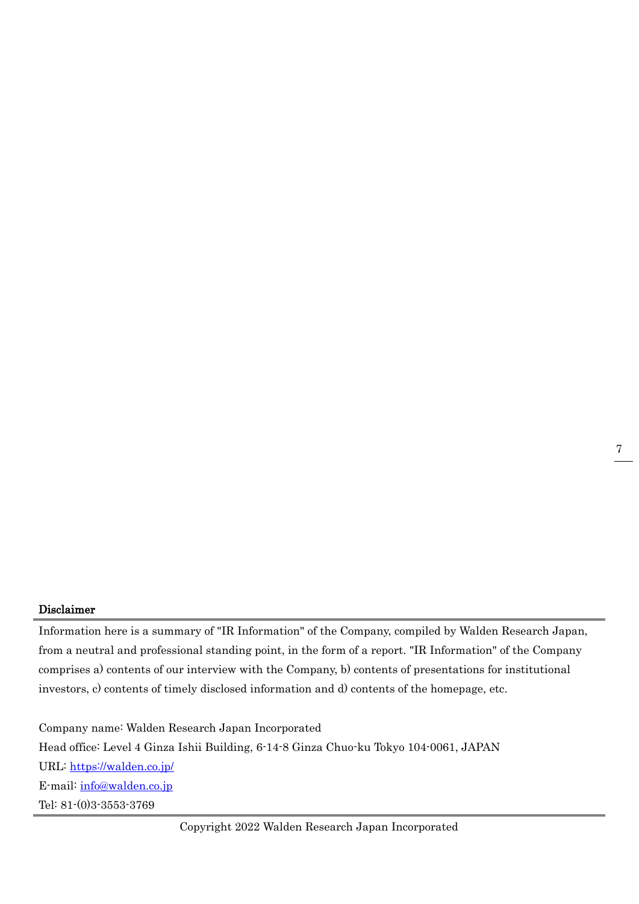**Disclaimer**

Information here is a summary of "IR Information" of the Company, compiled by Walden Research Japan, from a neutral and professional standing point, in the form of a report. "IR Information" of the Company comprises a) contents of our interview with the Company, b) contents of presentations for institutional investors, c) contents of timely disclosed information and d) contents of the homepage, etc.

Company name: Walden Research Japan Incorporated
Head office: Level 4 Ginza Ishii Building, 6-14-8 Ginza Chuo-ku Tokyo 104-0061, JAPAN
URL: https://walden.co.jp/
E-mail: info@walden.co.jp
Tel: 81-(0)3-3553-3769

Copyright 2022 Walden Research Japan Incorporated